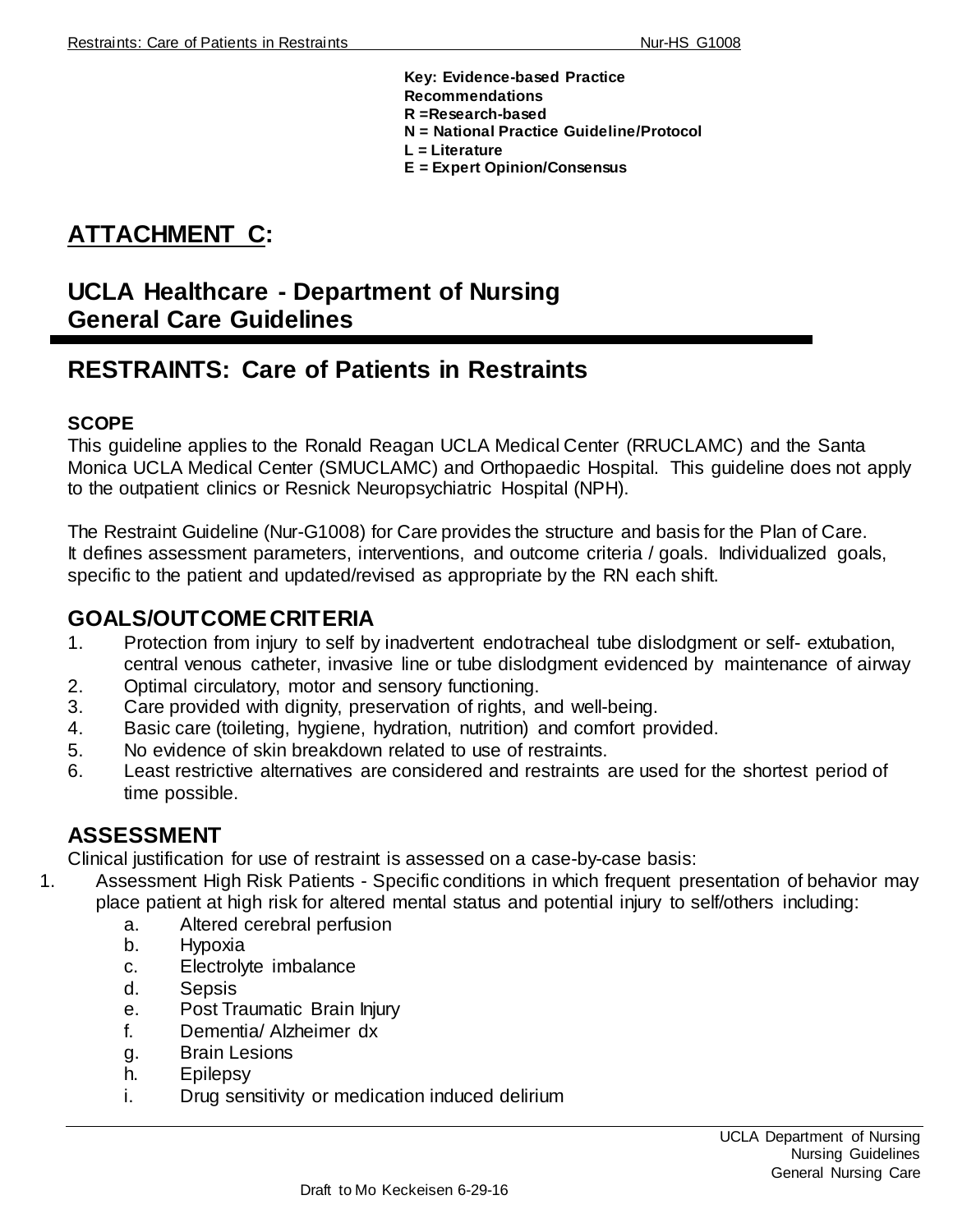**Key: Evidence-based Practice Recommendations**
**R =Research-based**
**N = National Practice Guideline/Protocol**
**L = Literature**
**E = Expert Opinion/Consensus**

# ATTACHMENT C:

## UCLA Healthcare - Department of Nursing General Care Guidelines

## RESTRAINTS: Care of Patients in Restraints

### SCOPE

This guideline applies to the Ronald Reagan UCLA Medical Center (RRUCLAMC) and the Santa Monica UCLA Medical Center (SMUCLAMC) and Orthopaedic Hospital. This guideline does not apply to the outpatient clinics or Resnick Neuropsychiatric Hospital (NPH).

The Restraint Guideline (Nur-G1008) for Care provides the structure and basis for the Plan of Care. It defines assessment parameters, interventions, and outcome criteria / goals. Individualized goals, specific to the patient and updated/revised as appropriate by the RN each shift.

### GOALS/OUTCOME CRITERIA

1. Protection from injury to self by inadvertent endotracheal tube dislodgment or self- extubation, central venous catheter, invasive line or tube dislodgment evidenced by maintenance of airway
2. Optimal circulatory, motor and sensory functioning.
3. Care provided with dignity, preservation of rights, and well-being.
4. Basic care (toileting, hygiene, hydration, nutrition) and comfort provided.
5. No evidence of skin breakdown related to use of restraints.
6. Least restrictive alternatives are considered and restraints are used for the shortest period of time possible.

### ASSESSMENT

Clinical justification for use of restraint is assessed on a case-by-case basis:

1. Assessment High Risk Patients - Specific conditions in which frequent presentation of behavior may place patient at high risk for altered mental status and potential injury to self/others including:
   a. Altered cerebral perfusion
   b. Hypoxia
   c. Electrolyte imbalance
   d. Sepsis
   e. Post Traumatic Brain Injury
   f. Dementia/ Alzheimer dx
   g. Brain Lesions
   h. Epilepsy
   i. Drug sensitivity or medication induced delirium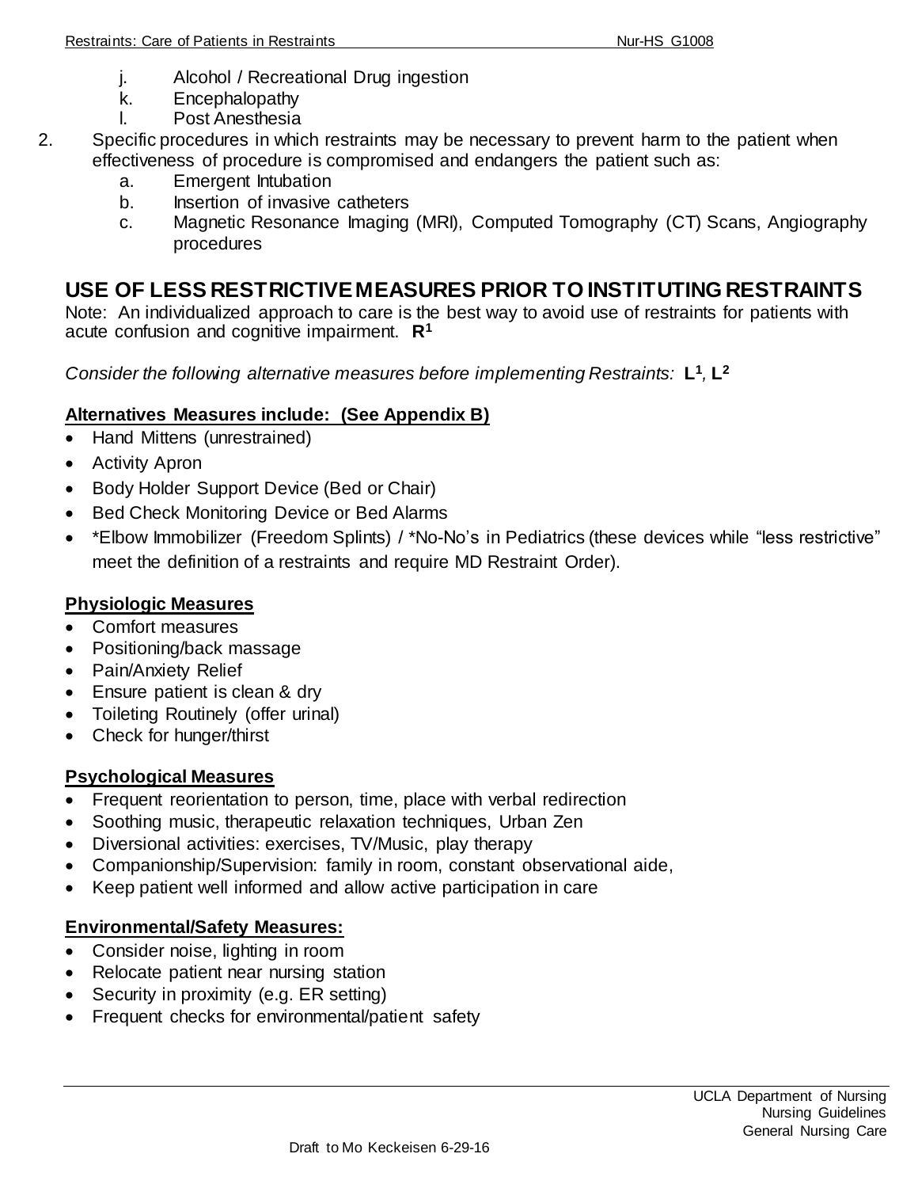j. Alcohol / Recreational Drug ingestion
k. Encephalopathy
l. Post Anesthesia

2. Specific procedures in which restraints may be necessary to prevent harm to the patient when effectiveness of procedure is compromised and endangers the patient such as:
   a. Emergent Intubation
   b. Insertion of invasive catheters
   c. Magnetic Resonance Imaging (MRI), Computed Tomography (CT) Scans, Angiography procedures

## USE OF LESS RESTRICTIVE MEASURES PRIOR TO INSTITUTING RESTRAINTS

Note: An individualized approach to care is the best way to avoid use of restraints for patients with acute confusion and cognitive impairment. **R[1]**

*Consider the following alternative measures before implementing Restraints:* **L[1], L[2]**

**Alternatives Measures include: (See Appendix B)**

- Hand Mittens (unrestrained)
- Activity Apron
- Body Holder Support Device (Bed or Chair)
- Bed Check Monitoring Device or Bed Alarms
- *Elbow Immobilizer (Freedom Splints) / *No-No's in Pediatrics (these devices while "less restrictive" meet the definition of a restraints and require MD Restraint Order).

**Physiologic Measures**

- Comfort measures
- Positioning/back massage
- Pain/Anxiety Relief
- Ensure patient is clean & dry
- Toileting Routinely (offer urinal)
- Check for hunger/thirst

**Psychological Measures**

- Frequent reorientation to person, time, place with verbal redirection
- Soothing music, therapeutic relaxation techniques, Urban Zen
- Diversional activities: exercises, TV/Music, play therapy
- Companionship/Supervision: family in room, constant observational aide,
- Keep patient well informed and allow active participation in care

**Environmental/Safety Measures:**

- Consider noise, lighting in room
- Relocate patient near nursing station
- Security in proximity (e.g. ER setting)
- Frequent checks for environmental/patient safety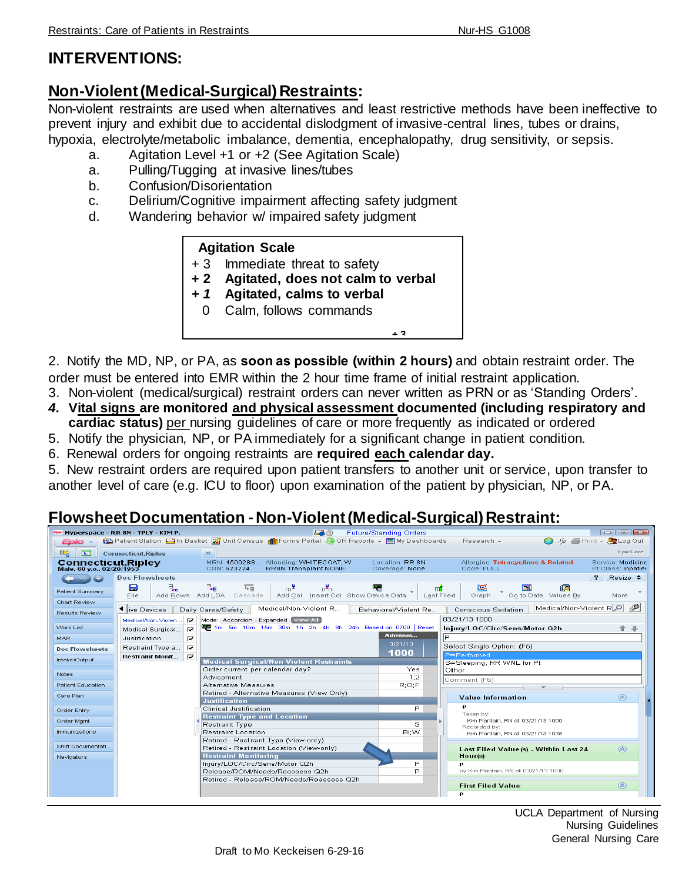## INTERVENTIONS:

### Non-Violent (Medical-Surgical) Restraints:

Non-violent restraints are used when alternatives and least restrictive methods have been ineffective to prevent injury and exhibit due to accidental dislodgment of invasive-central lines, tubes or drains, hypoxia, electrolyte/metabolic imbalance, dementia, encephalopathy, drug sensitivity, or sepsis.

a. Agitation Level +1 or +2 (See Agitation Scale)
a. Pulling/Tugging at invasive lines/tubes
b. Confusion/Disorientation
c. Delirium/Cognitive impairment affecting safety judgment
d. Wandering behavior w/ impaired safety judgment

**Agitation Scale**

| | |
|---|---|
| + 3 | Immediate threat to safety |
| **+ 2** | **Agitated, does not calm to verbal** |
| **+ *1*** | **Agitated, calms to verbal** |
| 0 | Calm, follows commands |

2. Notify the MD, NP, or PA, as **soon as possible (within 2 hours)** and obtain restraint order. The order must be entered into EMR within the 2 hour time frame of initial restraint application.
3. Non-violent (medical/surgical) restraint orders can never written as PRN or as 'Standing Orders'.
4. **Vital signs are monitored and physical assessment documented (including respiratory and cardiac status)** per nursing guidelines of care or more frequently as indicated or ordered
5. Notify the physician, NP, or PA immediately for a significant change in patient condition.
6. Renewal orders for ongoing restraints are **required each calendar day.**
5. New restraint orders are required upon patient transfers to another unit or service, upon transfer to another level of care (e.g. ICU to floor) upon examination of the patient by physician, NP, or PA.

### Flowsheet Documentation - Non-Violent (Medical-Surgical) Restraint:

| Medical Surgical/Non-Violent Restraints | 3/21/13 1000 |
|---|---|
| Order current per calendar day? | Yes |
| Advisement | 1;2 |
| Alternative Measures | R;O;F |
| Retired - Alternative Measures (View Only) | |
| **Justification** | |
| Clinical Justification | P |
| **Restraint Type and Location** | |
| Restraint Type | S |
| Restraint Location | Bi;W |
| Retired - Restraint Type (View-only) | |
| Retired - Restraint Location (View-only) | |
| **Restraint Monitoring** | |
| Injury/LOC/Circ/Sens/Motor Q2h | P |
| Release/ROM/Needs/Reassess Q2h | P |
| Retired - Release/ROM/Needs/Reassess Q2h | |

03/21/13 1000
Injury/LOC/Circ/Sens/Motor Q2h
Select Single Option: (F5)
P=Performed
S=Sleeping, RR WNL for Pt
Other

Value Information: P — Taken by: Kim Plantain, RN at 03/21/13 1000; Recorded by: Kim Plantain, RN at 03/21/13 1035

Last Filed Value(s) - Within Last 24 Hour(s): P by Kim Plantain, RN at 03/21/13 1000

UCLA Department of Nursing
Nursing Guidelines
General Nursing Care

Draft to Mo Keckeisen 6-29-16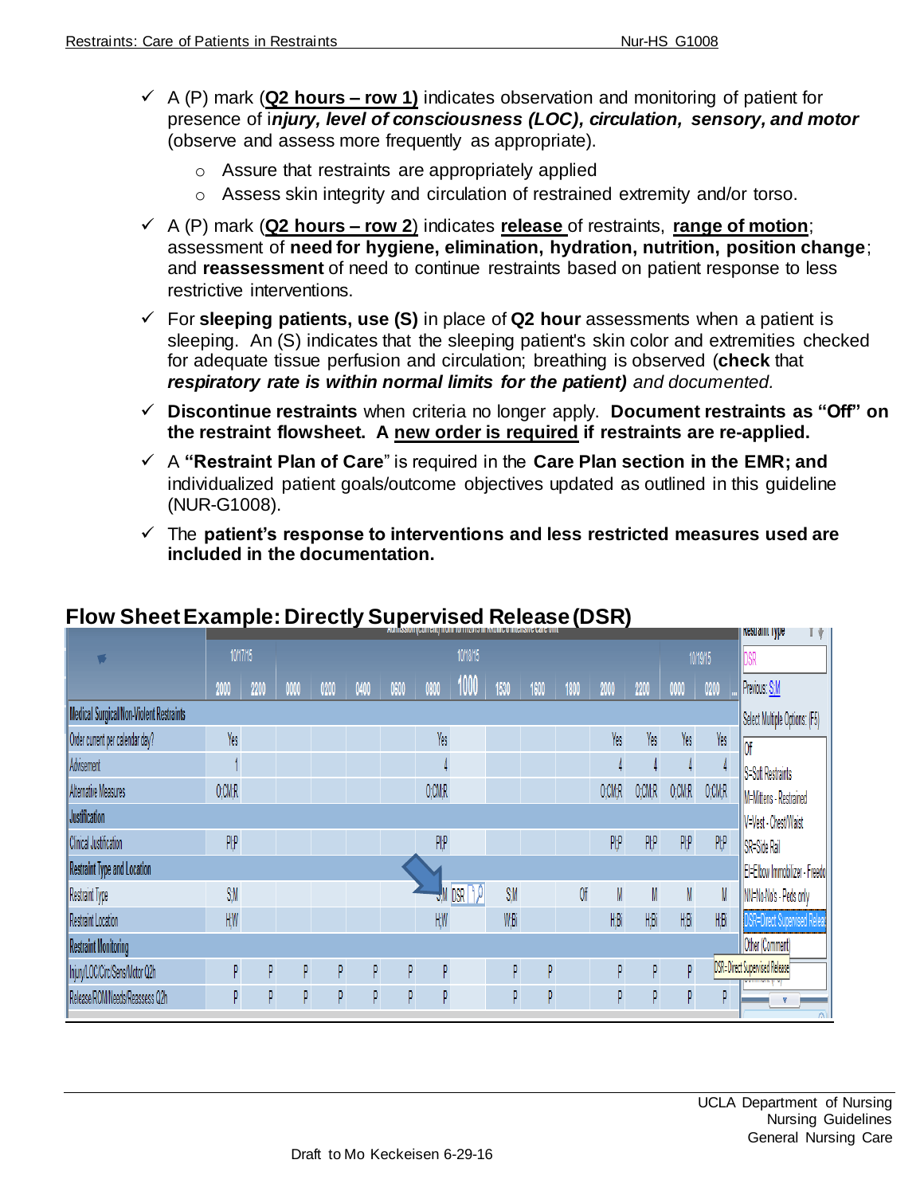- ✓ A (P) mark (**Q2 hours – row 1)** indicates observation and monitoring of patient for presence of i***njury, level of consciousness (LOC), circulation, sensory, and motor*** (observe and assess more frequently as appropriate).
  - Assure that restraints are appropriately applied
  - Assess skin integrity and circulation of restrained extremity and/or torso.
- ✓ A (P) mark (**Q2 hours – row 2**) indicates **release** of restraints, **range of motion**; assessment of **need for hygiene, elimination, hydration, nutrition, position change**; and **reassessment** of need to continue restraints based on patient response to less restrictive interventions.
- ✓ For **sleeping patients, use (S)** in place of **Q2 hour** assessments when a patient is sleeping. An (S) indicates that the sleeping patient's skin color and extremities checked for adequate tissue perfusion and circulation; breathing is observed (**check** that ***respiratory rate is within normal limits for the patient)*** *and documented.*
- ✓ **Discontinue restraints** when criteria no longer apply. **Document restraints as "Off" on the restraint flowsheet. A new order is required if restraints are re-applied.**
- ✓ A **"Restraint Plan of Care**" is required in the **Care Plan section in the EMR; and** individualized patient goals/outcome objectives updated as outlined in this guideline (NUR-G1008).
- ✓ The **patient's response to interventions and less restricted measures used are included in the documentation.**

## Flow Sheet Example: Directly Supervised Release (DSR)

| | 10/17/15 | | 10/18/15 | | | | | | | | | | | 10/19/15 | |
|---|---|---|---|---|---|---|---|---|---|---|---|---|---|---|---|
| | 2000 | 2200 | 0000 | 0200 | 0400 | 0600 | 0800 | 1000 | 1530 | 1600 | 1800 | 2000 | 2200 | 0000 | 0200 |
| **Medical Surgical/Non-Violent Restraints** | | | | | | | | | | | | | | | |
| Order current per calendar day? | Yes | | | | | | Yes | | | | | Yes | Yes | Yes | Yes |
| Advisement | 1 | | | | | | 4 | | | | | 4 | 4 | 4 | 4 |
| Alternative Measures | O;CM;R | | | | | | O;CM;R | | | | | O;CM;R | O;CM;R | O;CM;R | O;CM;R |
| **Justification** | | | | | | | | | | | | | | | |
| Clinical Justification | PI;P | | | | | | PI;P | | | | | PI;P | PI;P | PI;P | PI;P |
| **Restraint Type and Location** | | | | | | | | | | | | | | | |
| Restraint Type | S;M | | | | | | S;M | DSR | S;M | | Off | M | M | M | M |
| Restraint Location | H;W | | | | | | H;W | | W;Bi | | | H;Bi | H;Bi | H;Bi | H;Bi |
| **Restraint Monitoring** | | | | | | | | | | | | | | | |
| Injury/LOC/Circ/Sens/Motor Q2h | P | P | P | P | P | P | P | | P | P | | P | P | P | |
| Release/ROM/Needs/Reassess Q2h | P | P | P | P | P | P | P | | P | P | | P | P | P | P |

Restraint Type: DSR
Previous: S;M
Select Multiple Options: (F5)
- Off
- S=Soft Restraints
- M=Mittens - Restrained
- V=Vest - Chest/Waist
- SR=Side Rail
- EI=Elbow Immobilizer - Freedo
- NN=No-No's - Peds only
- DSR=Direct Supervised Releas
- Other (Comment)

DSR=Direct Supervised Release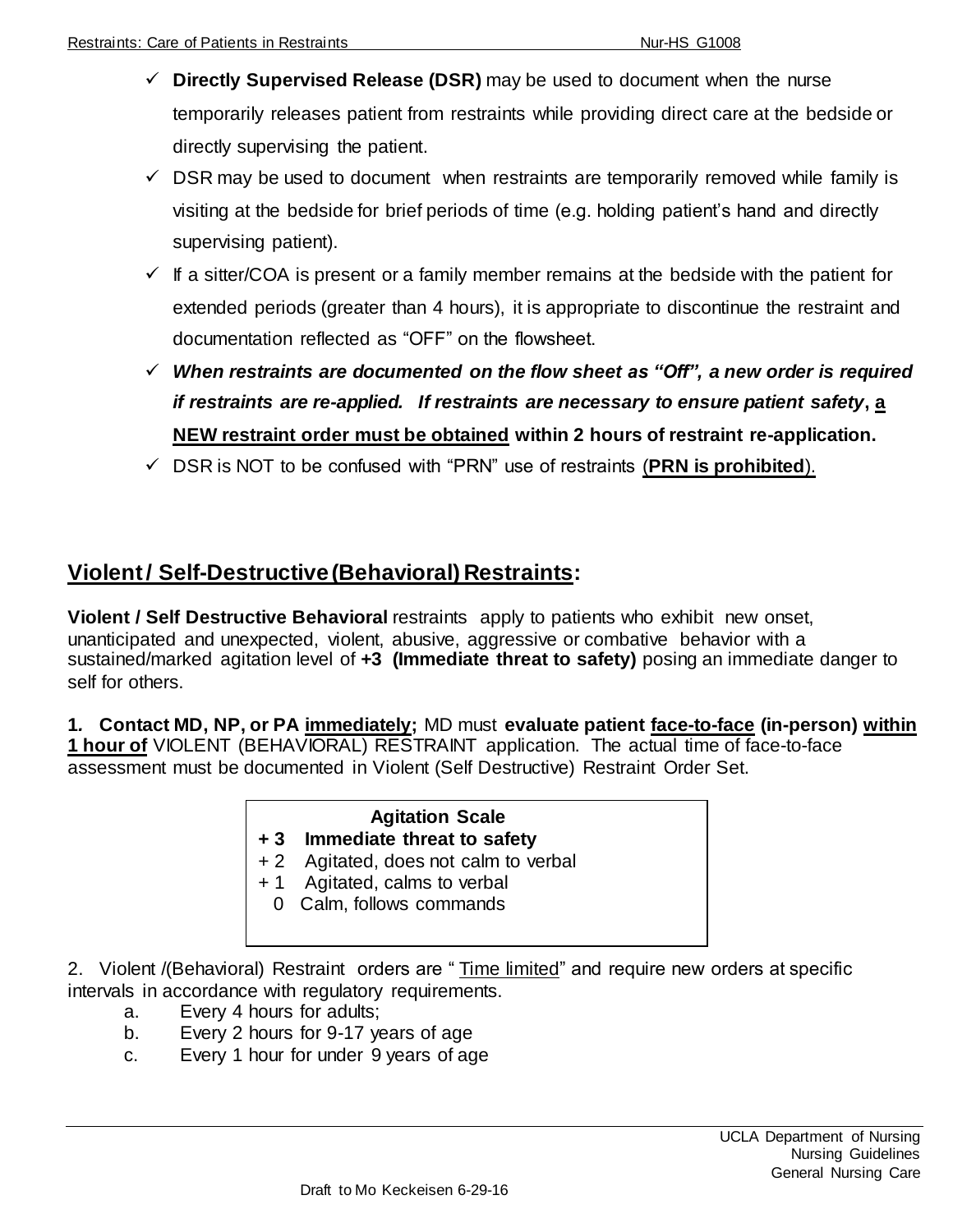- ✓ **Directly Supervised Release (DSR)** may be used to document when the nurse temporarily releases patient from restraints while providing direct care at the bedside or directly supervising the patient.
- ✓ DSR may be used to document when restraints are temporarily removed while family is visiting at the bedside for brief periods of time (e.g. holding patient's hand and directly supervising patient).
- ✓ If a sitter/COA is present or a family member remains at the bedside with the patient for extended periods (greater than 4 hours), it is appropriate to discontinue the restraint and documentation reflected as "OFF" on the flowsheet.
- ✓ ***When restraints are documented on the flow sheet as "Off", a new order is required if restraints are re-applied. If restraints are necessary to ensure patient safety*, a NEW restraint order must be obtained within 2 hours of restraint re-application.**
- ✓ DSR is NOT to be confused with "PRN" use of restraints (**PRN is prohibited**).

## Violent / Self-Destructive (Behavioral) Restraints:

**Violent / Self Destructive Behavioral** restraints apply to patients who exhibit new onset, unanticipated and unexpected, violent, abusive, aggressive or combative behavior with a sustained/marked agitation level of **+3 (Immediate threat to safety)** posing an immediate danger to self for others.

**1. Contact MD, NP, or PA immediately;** MD must **evaluate patient face-to-face (in-person) within 1 hour of** VIOLENT (BEHAVIORAL) RESTRAINT application. The actual time of face-to-face assessment must be documented in Violent (Self Destructive) Restraint Order Set.

| Agitation Scale | |
|---|---|
| **+ 3** | **Immediate threat to safety** |
| + 2 | Agitated, does not calm to verbal |
| + 1 | Agitated, calms to verbal |
| 0 | Calm, follows commands |

2. Violent /(Behavioral) Restraint orders are "Time limited" and require new orders at specific intervals in accordance with regulatory requirements.
   a. Every 4 hours for adults;
   b. Every 2 hours for 9-17 years of age
   c. Every 1 hour for under 9 years of age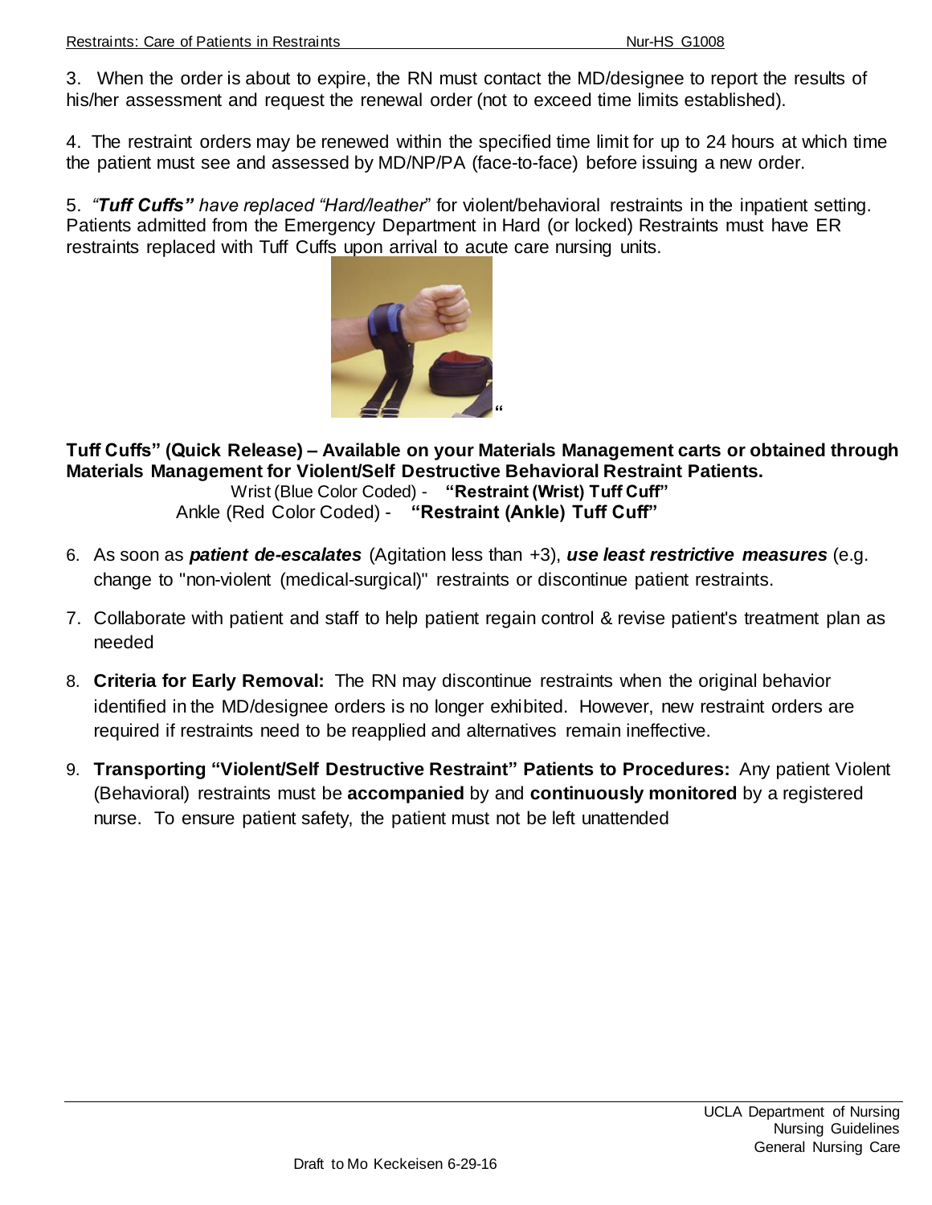3. When the order is about to expire, the RN must contact the MD/designee to report the results of his/her assessment and request the renewal order (not to exceed time limits established).

4. The restraint orders may be renewed within the specified time limit for up to 24 hours at which time the patient must see and assessed by MD/NP/PA (face-to-face) before issuing a new order.

5. ***"Tuff Cuffs"*** *have replaced "Hard/leather*" for violent/behavioral restraints in the inpatient setting. Patients admitted from the Emergency Department in Hard (or locked) Restraints must have ER restraints replaced with Tuff Cuffs upon arrival to acute care nursing units.

**"Tuff Cuffs" (Quick Release) – Available on your Materials Management carts or obtained through Materials Management for Violent/Self Destructive Behavioral Restraint Patients.**

Wrist (Blue Color Coded) - **"Restraint (Wrist) Tuff Cuff"**

Ankle (Red Color Coded) - **"Restraint (Ankle) Tuff Cuff"**

6. As soon as ***patient de-escalates*** (Agitation less than +3), ***use least restrictive measures*** (e.g. change to "non-violent (medical-surgical)" restraints or discontinue patient restraints.

7. Collaborate with patient and staff to help patient regain control & revise patient's treatment plan as needed

8. **Criteria for Early Removal:** The RN may discontinue restraints when the original behavior identified in the MD/designee orders is no longer exhibited. However, new restraint orders are required if restraints need to be reapplied and alternatives remain ineffective.

9. **Transporting "Violent/Self Destructive Restraint" Patients to Procedures:** Any patient Violent (Behavioral) restraints must be **accompanied** by and **continuously monitored** by a registered nurse. To ensure patient safety, the patient must not be left unattended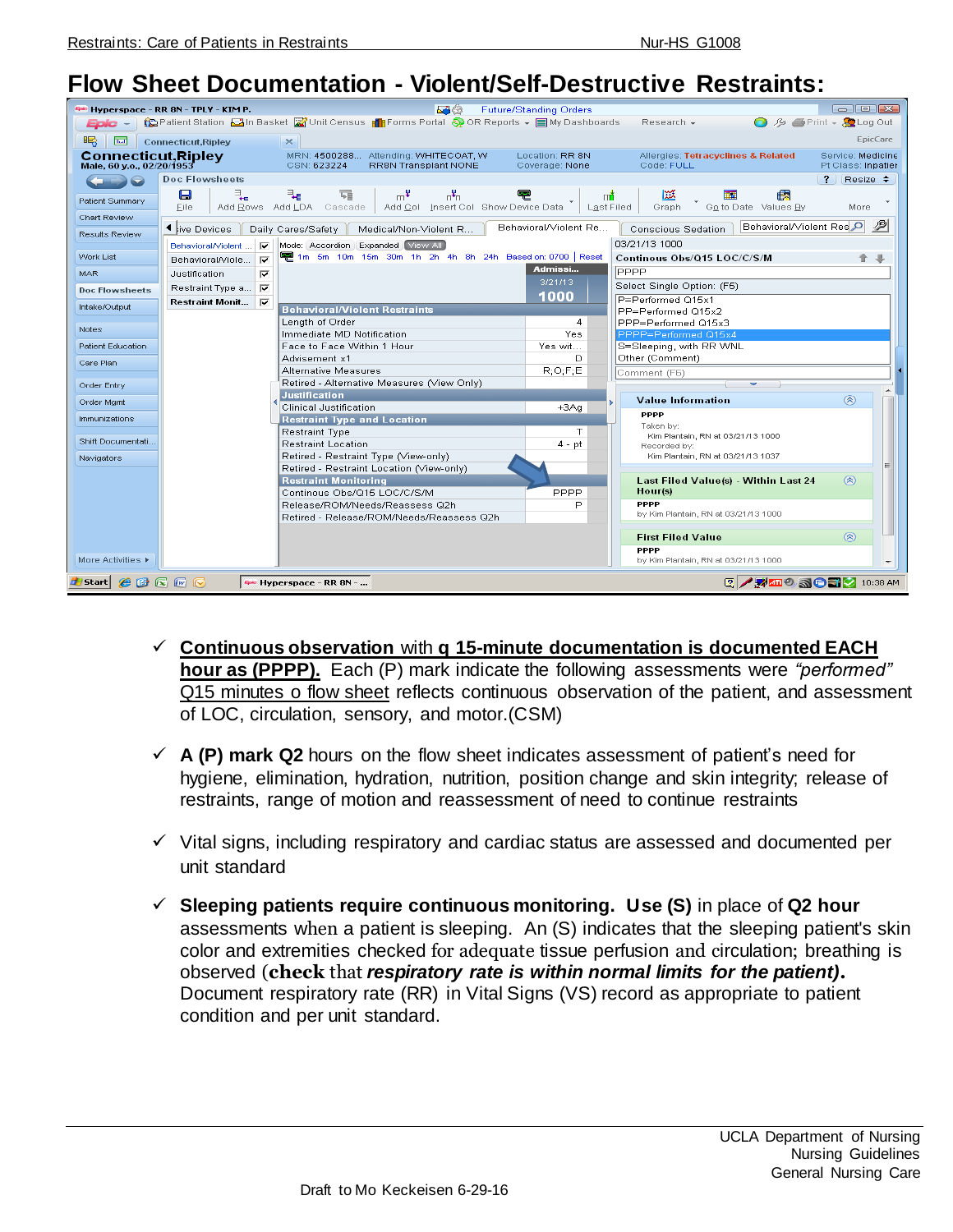# Flow Sheet Documentation - Violent/Self-Destructive Restraints:

- ✓ <u>**Continuous observation** with **q 15-minute documentation is documented EACH hour as (PPPP).**</u> Each (P) mark indicate the following assessments were *"performed"* <u>Q15 minutes o flow sheet</u> reflects continuous observation of the patient, and assessment of LOC, circulation, sensory, and motor.(CSM)

- ✓ **A (P) mark Q2** hours on the flow sheet indicates assessment of patient's need for hygiene, elimination, hydration, nutrition, position change and skin integrity; release of restraints, range of motion and reassessment of need to continue restraints

- ✓ Vital signs, including respiratory and cardiac status are assessed and documented per unit standard

- ✓ **Sleeping patients require continuous monitoring. Use (S)** in place of **Q2 hour** assessments when a patient is sleeping. An (S) indicates that the sleeping patient's skin color and extremities checked for adequate tissue perfusion and circulation; breathing is observed (**check** that ***respiratory rate is within normal limits for the patient).*** Document respiratory rate (RR) in Vital Signs (VS) record as appropriate to patient condition and per unit standard.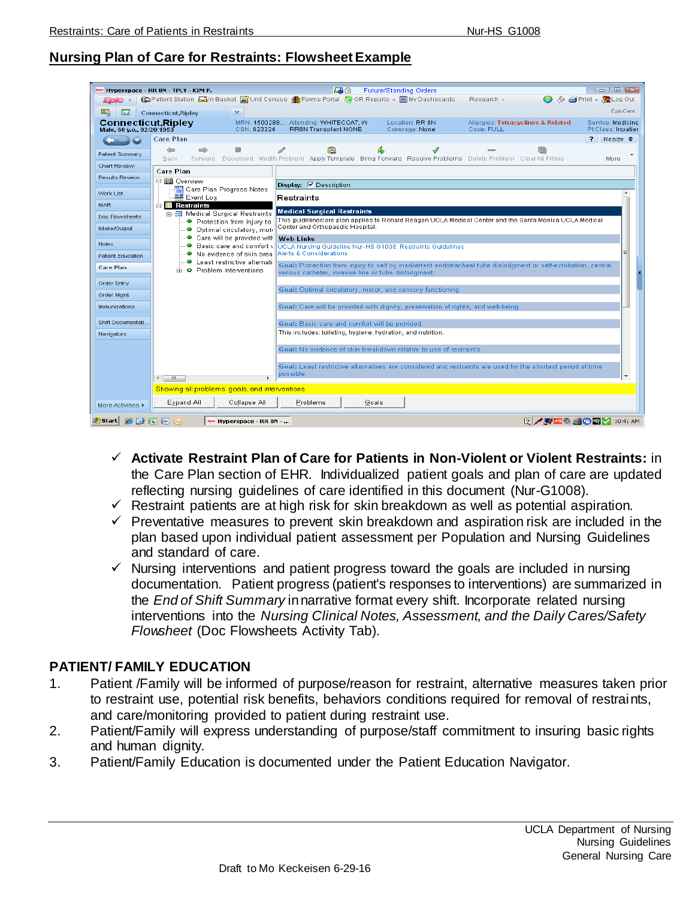## Nursing Plan of Care for Restraints: Flowsheet Example

- ✓ **Activate Restraint Plan of Care for Patients in Non-Violent or Violent Restraints:** in the Care Plan section of EHR. Individualized patient goals and plan of care are updated reflecting nursing guidelines of care identified in this document (Nur-G1008).
- ✓ Restraint patients are at high risk for skin breakdown as well as potential aspiration.
- ✓ Preventative measures to prevent skin breakdown and aspiration risk are included in the plan based upon individual patient assessment per Population and Nursing Guidelines and standard of care.
- ✓ Nursing interventions and patient progress toward the goals are included in nursing documentation. Patient progress (patient's responses to interventions) are summarized in the *End of Shift Summary* in narrative format every shift. Incorporate related nursing interventions into the *Nursing Clinical Notes, Assessment, and the Daily Cares/Safety Flowsheet* (Doc Flowsheets Activity Tab).

## PATIENT/ FAMILY EDUCATION

1. Patient /Family will be informed of purpose/reason for restraint, alternative measures taken prior to restraint use, potential risk benefits, behaviors conditions required for removal of restraints, and care/monitoring provided to patient during restraint use.
2. Patient/Family will express understanding of purpose/staff commitment to insuring basic rights and human dignity.
3. Patient/Family Education is documented under the Patient Education Navigator.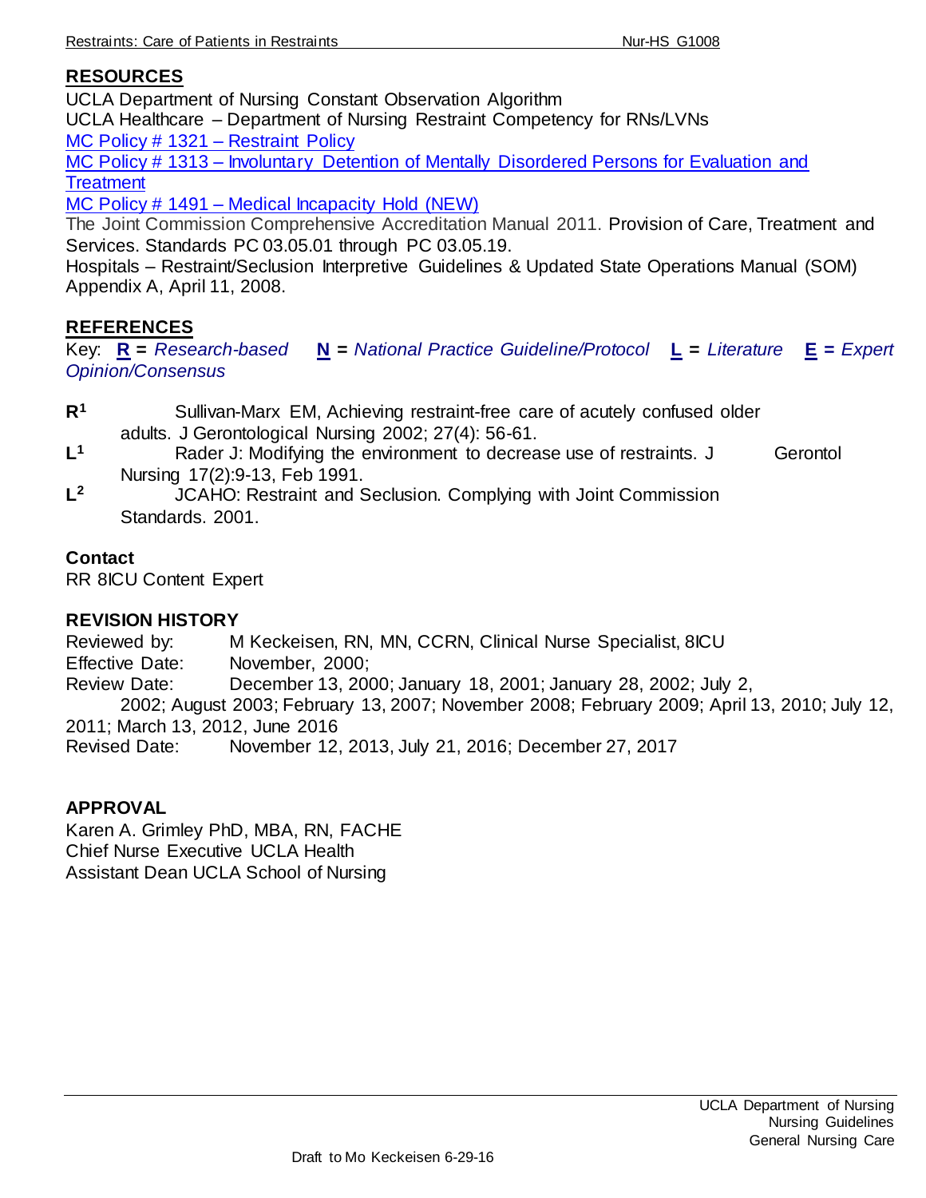## RESOURCES

UCLA Department of Nursing Constant Observation Algorithm
UCLA Healthcare – Department of Nursing Restraint Competency for RNs/LVNs
MC Policy # 1321 – Restraint Policy
MC Policy # 1313 – Involuntary Detention of Mentally Disordered Persons for Evaluation and Treatment
MC Policy # 1491 – Medical Incapacity Hold (NEW)
The Joint Commission Comprehensive Accreditation Manual 2011. Provision of Care, Treatment and Services. Standards PC 03.05.01 through PC 03.05.19.
Hospitals – Restraint/Seclusion Interpretive Guidelines & Updated State Operations Manual (SOM) Appendix A, April 11, 2008.

## REFERENCES

Key: **R** = *Research-based* **N** = *National Practice Guideline/Protocol* **L** = *Literature* **E** = *Expert Opinion/Consensus*

**R[1]** Sullivan-Marx EM, Achieving restraint-free care of acutely confused older adults. J Gerontological Nursing 2002; 27(4): 56-61.

**L[1]** Rader J: Modifying the environment to decrease use of restraints. J Gerontol Nursing 17(2):9-13, Feb 1991.

**L[2]** JCAHO: Restraint and Seclusion. Complying with Joint Commission Standards. 2001.

### Contact

RR 8ICU Content Expert

### REVISION HISTORY

Reviewed by: M Keckeisen, RN, MN, CCRN, Clinical Nurse Specialist, 8ICU
Effective Date: November, 2000;
Review Date: December 13, 2000; January 18, 2001; January 28, 2002; July 2, 2002; August 2003; February 13, 2007; November 2008; February 2009; April 13, 2010; July 12, 2011; March 13, 2012, June 2016
Revised Date: November 12, 2013, July 21, 2016; December 27, 2017

### APPROVAL

Karen A. Grimley PhD, MBA, RN, FACHE
Chief Nurse Executive UCLA Health
Assistant Dean UCLA School of Nursing

Draft to Mo Keckeisen 6-29-16